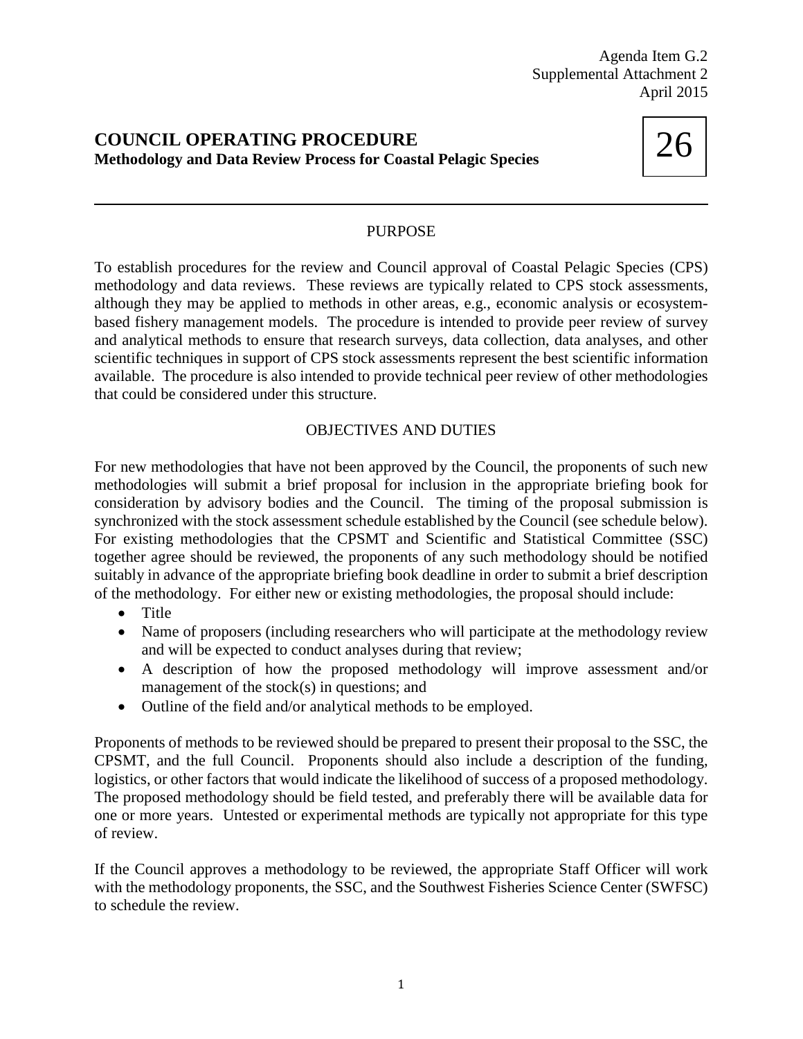Agenda Item G.2
Supplemental Attachment 2
April 2015

# COUNCIL OPERATING PROCEDURE

**Methodology and Data Review Process for Coastal Pelagic Species**

26

---

## PURPOSE

To establish procedures for the review and Council approval of Coastal Pelagic Species (CPS) methodology and data reviews. These reviews are typically related to CPS stock assessments, although they may be applied to methods in other areas, e.g., economic analysis or ecosystem-based fishery management models. The procedure is intended to provide peer review of survey and analytical methods to ensure that research surveys, data collection, data analyses, and other scientific techniques in support of CPS stock assessments represent the best scientific information available. The procedure is also intended to provide technical peer review of other methodologies that could be considered under this structure.

## OBJECTIVES AND DUTIES

For new methodologies that have not been approved by the Council, the proponents of such new methodologies will submit a brief proposal for inclusion in the appropriate briefing book for consideration by advisory bodies and the Council. The timing of the proposal submission is synchronized with the stock assessment schedule established by the Council (see schedule below). For existing methodologies that the CPSMT and Scientific and Statistical Committee (SSC) together agree should be reviewed, the proponents of any such methodology should be notified suitably in advance of the appropriate briefing book deadline in order to submit a brief description of the methodology. For either new or existing methodologies, the proposal should include:

- Title
- Name of proposers (including researchers who will participate at the methodology review and will be expected to conduct analyses during that review;
- A description of how the proposed methodology will improve assessment and/or management of the stock(s) in questions; and
- Outline of the field and/or analytical methods to be employed.

Proponents of methods to be reviewed should be prepared to present their proposal to the SSC, the CPSMT, and the full Council. Proponents should also include a description of the funding, logistics, or other factors that would indicate the likelihood of success of a proposed methodology. The proposed methodology should be field tested, and preferably there will be available data for one or more years. Untested or experimental methods are typically not appropriate for this type of review.

If the Council approves a methodology to be reviewed, the appropriate Staff Officer will work with the methodology proponents, the SSC, and the Southwest Fisheries Science Center (SWFSC) to schedule the review.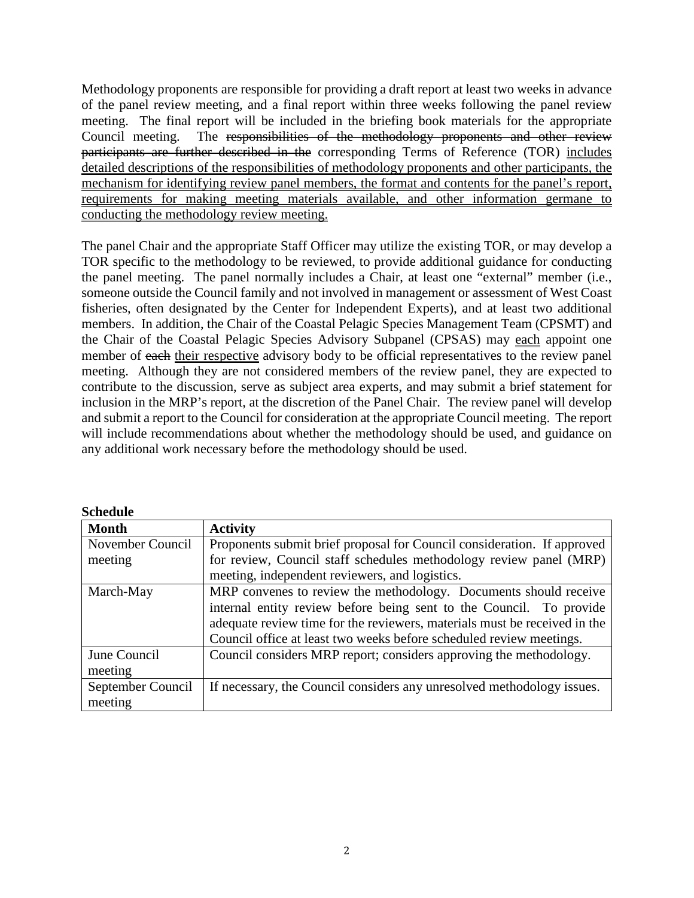Methodology proponents are responsible for providing a draft report at least two weeks in advance of the panel review meeting, and a final report within three weeks following the panel review meeting. The final report will be included in the briefing book materials for the appropriate Council meeting. The ~~responsibilities of the methodology proponents and other review participants are further described in the~~ corresponding Terms of Reference (TOR) <u>includes detailed descriptions of the responsibilities of methodology proponents and other participants, the mechanism for identifying review panel members, the format and contents for the panel's report, requirements for making meeting materials available, and other information germane to conducting the methodology review meeting.</u>

The panel Chair and the appropriate Staff Officer may utilize the existing TOR, or may develop a TOR specific to the methodology to be reviewed, to provide additional guidance for conducting the panel meeting. The panel normally includes a Chair, at least one "external" member (i.e., someone outside the Council family and not involved in management or assessment of West Coast fisheries, often designated by the Center for Independent Experts), and at least two additional members. In addition, the Chair of the Coastal Pelagic Species Management Team (CPSMT) and the Chair of the Coastal Pelagic Species Advisory Subpanel (CPSAS) may <u>each</u> appoint one member of ~~each~~ <u>their respective</u> advisory body to be official representatives to the review panel meeting. Although they are not considered members of the review panel, they are expected to contribute to the discussion, serve as subject area experts, and may submit a brief statement for inclusion in the MRP's report, at the discretion of the Panel Chair. The review panel will develop and submit a report to the Council for consideration at the appropriate Council meeting. The report will include recommendations about whether the methodology should be used, and guidance on any additional work necessary before the methodology should be used.

**Schedule**

| **Month** | **Activity** |
|---|---|
| November Council meeting | Proponents submit brief proposal for Council consideration. If approved for review, Council staff schedules methodology review panel (MRP) meeting, independent reviewers, and logistics. |
| March-May | MRP convenes to review the methodology. Documents should receive internal entity review before being sent to the Council. To provide adequate review time for the reviewers, materials must be received in the Council office at least two weeks before scheduled review meetings. |
| June Council meeting | Council considers MRP report; considers approving the methodology. |
| September Council meeting | If necessary, the Council considers any unresolved methodology issues. |